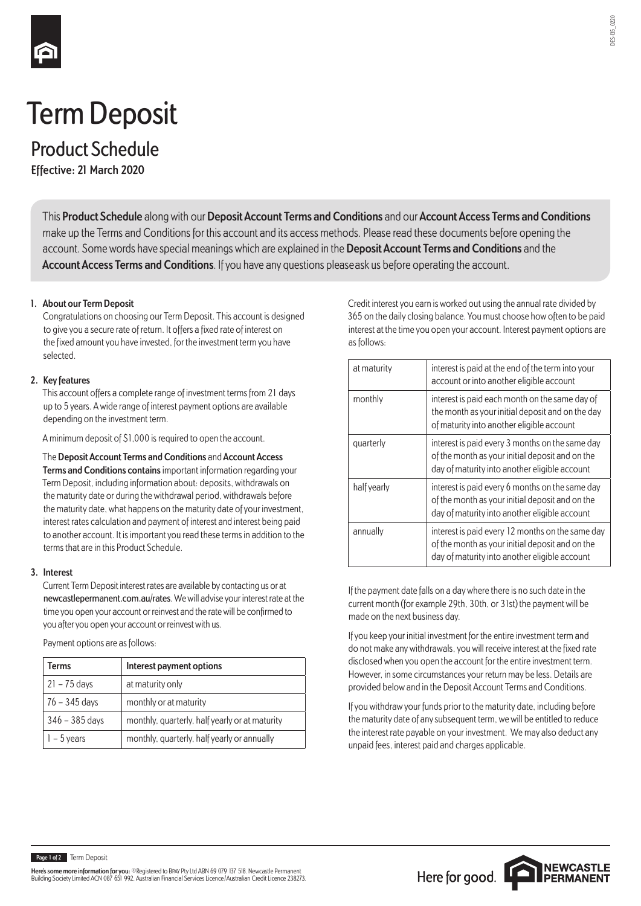# Term Deposit

## Product Schedule

**Effective: 21 March 2020**

This **Product Schedule** along with our **Deposit Account Terms and Conditions** and our **Account Access Terms and Conditions** make up the Terms and Conditions for this account and its access methods. Please read these documents before opening the account. Some words have special meanings which are explained in the **Deposit Account Terms and Conditions** and the **Account Access Terms and Conditions**. If you have any questions please ask us before operating the account.

### 1. About our Term Deposit

Congratulations on choosing our Term Deposit. This account is designed to give you a secure rate of return. It offers a fixed rate of interest on the fixed amount you have invested, for the investment term you have selected.

### 2. Key features

This account offers a complete range of investment terms from 21 days up to 5 years. A wide range of interest payment options are available depending on the investment term.

A minimum deposit of $1,000 is required to open the account.

The **Deposit Account Terms and Conditions** and **Account Access Terms and Conditions contains** important information regarding your Term Deposit, including information about: deposits, withdrawals on the maturity date or during the withdrawal period, withdrawals before the maturity date, what happens on the maturity date of your investment, interest rates calculation and payment of interest and interest being paid to another account. It is important you read these terms in addition to the terms that are in this Product Schedule.

### 3. Interest

Current Term Deposit interest rates are available by contacting us or at **newcastlepermanent.com.au/rates**. We will advise your interest rate at the time you open your account or reinvest and the rate will be confirmed to you after you open your account or reinvest with us.

Payment options are as follows:

| Terms | Interest payment options |
|---|---|
| 21 – 75 days | at maturity only |
| 76 – 345 days | monthly or at maturity |
| 346 – 385 days | monthly, quarterly, half yearly or at maturity |
| 1 – 5 years | monthly, quarterly, half yearly or annually |

Credit interest you earn is worked out using the annual rate divided by 365 on the daily closing balance. You must choose how often to be paid interest at the time you open your account. Interest payment options are as follows:

| | |
|---|---|
| at maturity | interest is paid at the end of the term into your account or into another eligible account |
| monthly | interest is paid each month on the same day of the month as your initial deposit and on the day of maturity into another eligible account |
| quarterly | interest is paid every 3 months on the same day of the month as your initial deposit and on the day of maturity into another eligible account |
| half yearly | interest is paid every 6 months on the same day of the month as your initial deposit and on the day of maturity into another eligible account |
| annually | interest is paid every 12 months on the same day of the month as your initial deposit and on the day of maturity into another eligible account |

If the payment date falls on a day where there is no such date in the current month (for example 29th, 30th, or 31st) the payment will be made on the next business day.

If you keep your initial investment for the entire investment term and do not make any withdrawals, you will receive interest at the fixed rate disclosed when you open the account for the entire investment term. However, in some circumstances your return may be less. Details are provided below and in the Deposit Account Terms and Conditions.

If you withdraw your funds prior to the maturity date, including before the maturity date of any subsequent term, we will be entitled to reduce the interest rate payable on your investment. We may also deduct any unpaid fees, interest paid and charges applicable.

**Here's some more information for you:** ®Registered to BPAY Pty Ltd ABN 69 079 137 518. Newcastle Permanent Building Society Limited ACN 087 651 992, Australian Financial Services Licence/Australian Credit Licence 238273.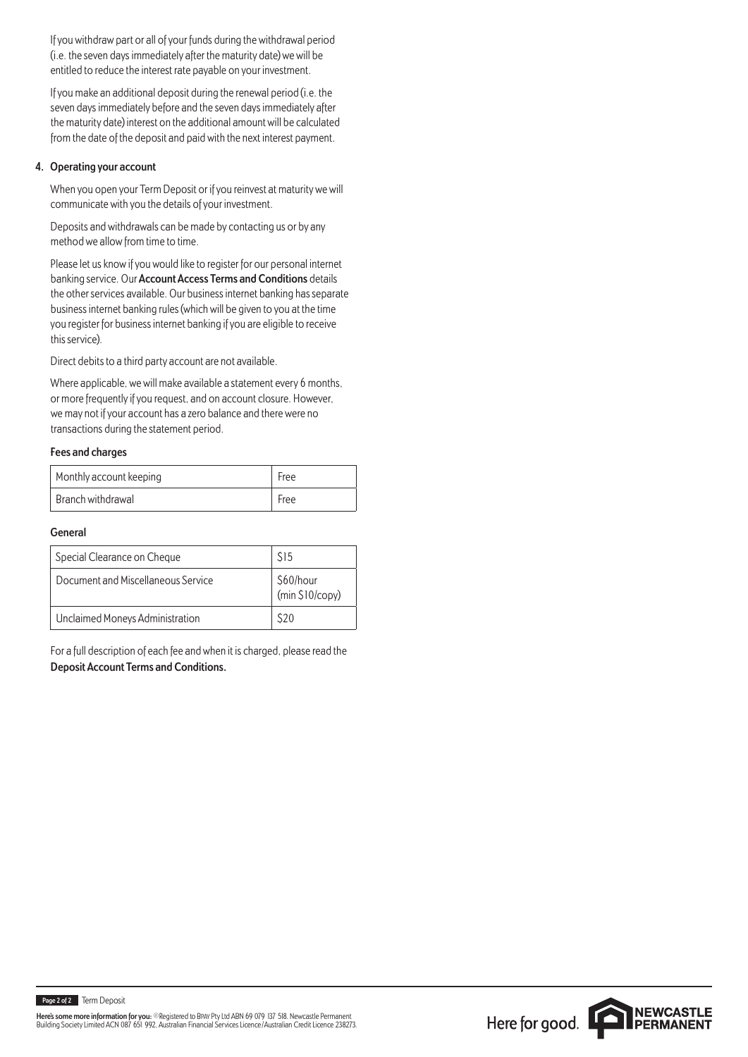If you withdraw part or all of your funds during the withdrawal period (i.e. the seven days immediately after the maturity date) we will be entitled to reduce the interest rate payable on your investment.

If you make an additional deposit during the renewal period (i.e. the seven days immediately before and the seven days immediately after the maturity date) interest on the additional amount will be calculated from the date of the deposit and paid with the next interest payment.

## 4. Operating your account

When you open your Term Deposit or if you reinvest at maturity we will communicate with you the details of your investment.

Deposits and withdrawals can be made by contacting us or by any method we allow from time to time.

Please let us know if you would like to register for our personal internet banking service. Our **Account Access Terms and Conditions** details the other services available. Our business internet banking has separate business internet banking rules (which will be given to you at the time you register for business internet banking if you are eligible to receive this service).

Direct debits to a third party account are not available.

Where applicable, we will make available a statement every 6 months, or more frequently if you request, and on account closure. However, we may not if your account has a zero balance and there were no transactions during the statement period.

### Fees and charges

| | |
|---|---|
| Monthly account keeping | Free |
| Branch withdrawal | Free |

### General

| | |
|---|---|
| Special Clearance on Cheque | $15 |
| Document and Miscellaneous Service | $60/hour (min $10/copy) |
| Unclaimed Moneys Administration | $20 |

For a full description of each fee and when it is charged, please read the **Deposit Account Terms and Conditions.**

**Here's some more information for you:** ®Registered to BPAY Pty Ltd ABN 69 079 137 518. Newcastle Permanent Building Society Limited ACN 087 651 992, Australian Financial Services Licence/Australian Credit Licence 238273.

Here for good. NEWCASTLE PERMANENT